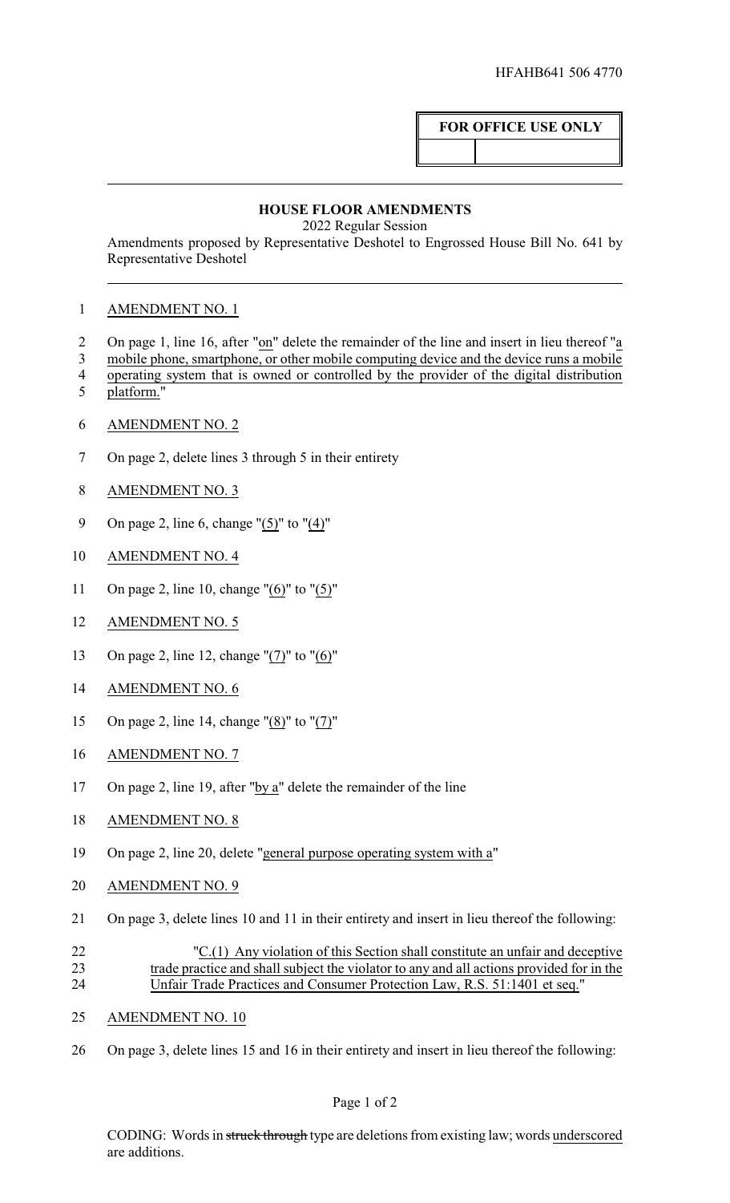HFAHB641 506 4770

**FOR OFFICE USE ONLY**

## HOUSE FLOOR AMENDMENTS

2022 Regular Session

Amendments proposed by Representative Deshotel to Engrossed House Bill No. 641 by Representative Deshotel

1 AMENDMENT NO. 1

2 On page 1, line 16, after "on" delete the remainder of the line and insert in lieu thereof "a
3 mobile phone, smartphone, or other mobile computing device and the device runs a mobile
4 operating system that is owned or controlled by the provider of the digital distribution
5 platform."

6 AMENDMENT NO. 2

7 On page 2, delete lines 3 through 5 in their entirety

8 AMENDMENT NO. 3

9 On page 2, line 6, change "(5)" to "(4)"

10 AMENDMENT NO. 4

11 On page 2, line 10, change "(6)" to "(5)"

12 AMENDMENT NO. 5

13 On page 2, line 12, change "(7)" to "(6)"

14 AMENDMENT NO. 6

15 On page 2, line 14, change "(8)" to "(7)"

16 AMENDMENT NO. 7

17 On page 2, line 19, after "by a" delete the remainder of the line

18 AMENDMENT NO. 8

19 On page 2, line 20, delete "general purpose operating system with a"

20 AMENDMENT NO. 9

21 On page 3, delete lines 10 and 11 in their entirety and insert in lieu thereof the following:

22 "C.(1) Any violation of this Section shall constitute an unfair and deceptive
23 trade practice and shall subject the violator to any and all actions provided for in the
24 Unfair Trade Practices and Consumer Protection Law, R.S. 51:1401 et seq."

25 AMENDMENT NO. 10

26 On page 3, delete lines 15 and 16 in their entirety and insert in lieu thereof the following:

CODING: Words in ~~struck through~~ type are deletions from existing law; words underscored are additions.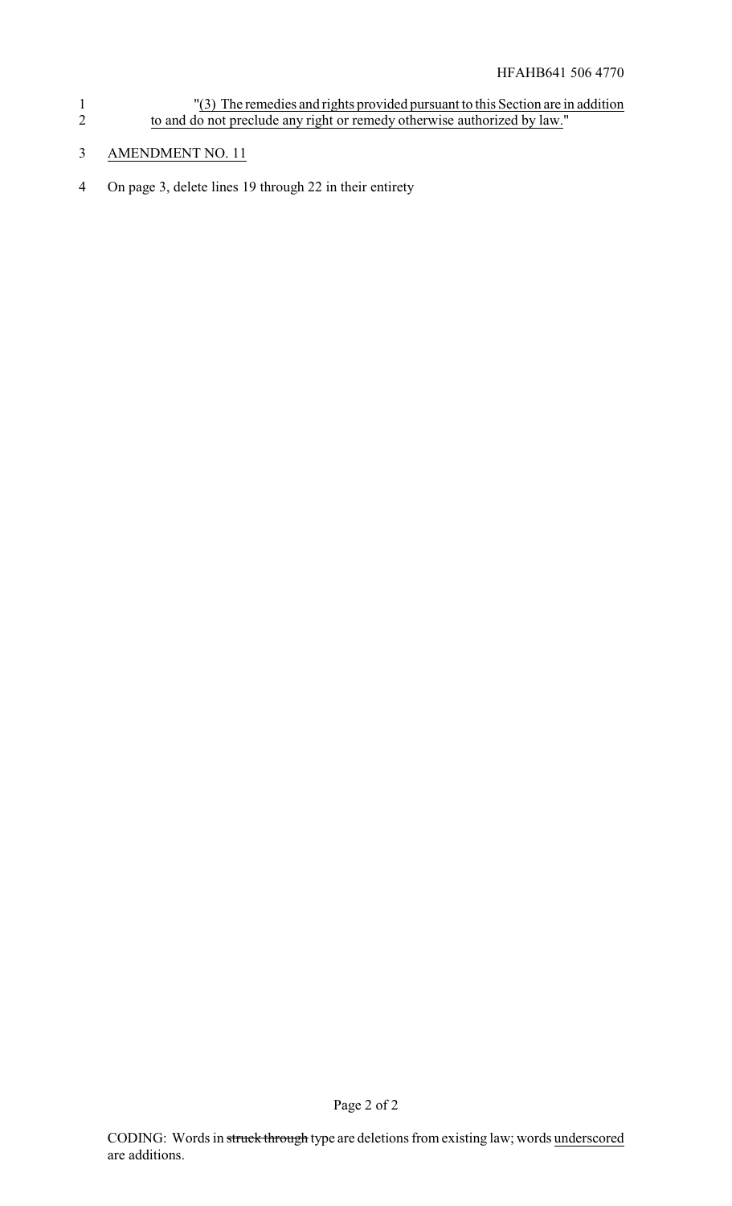"(3) The remedies and rights provided pursuant to this Section are in addition to and do not preclude any right or remedy otherwise authorized by law."

AMENDMENT NO. 11

On page 3, delete lines 19 through 22 in their entirety

CODING: Words in ~~struck through~~ type are deletions from existing law; words underscored are additions.